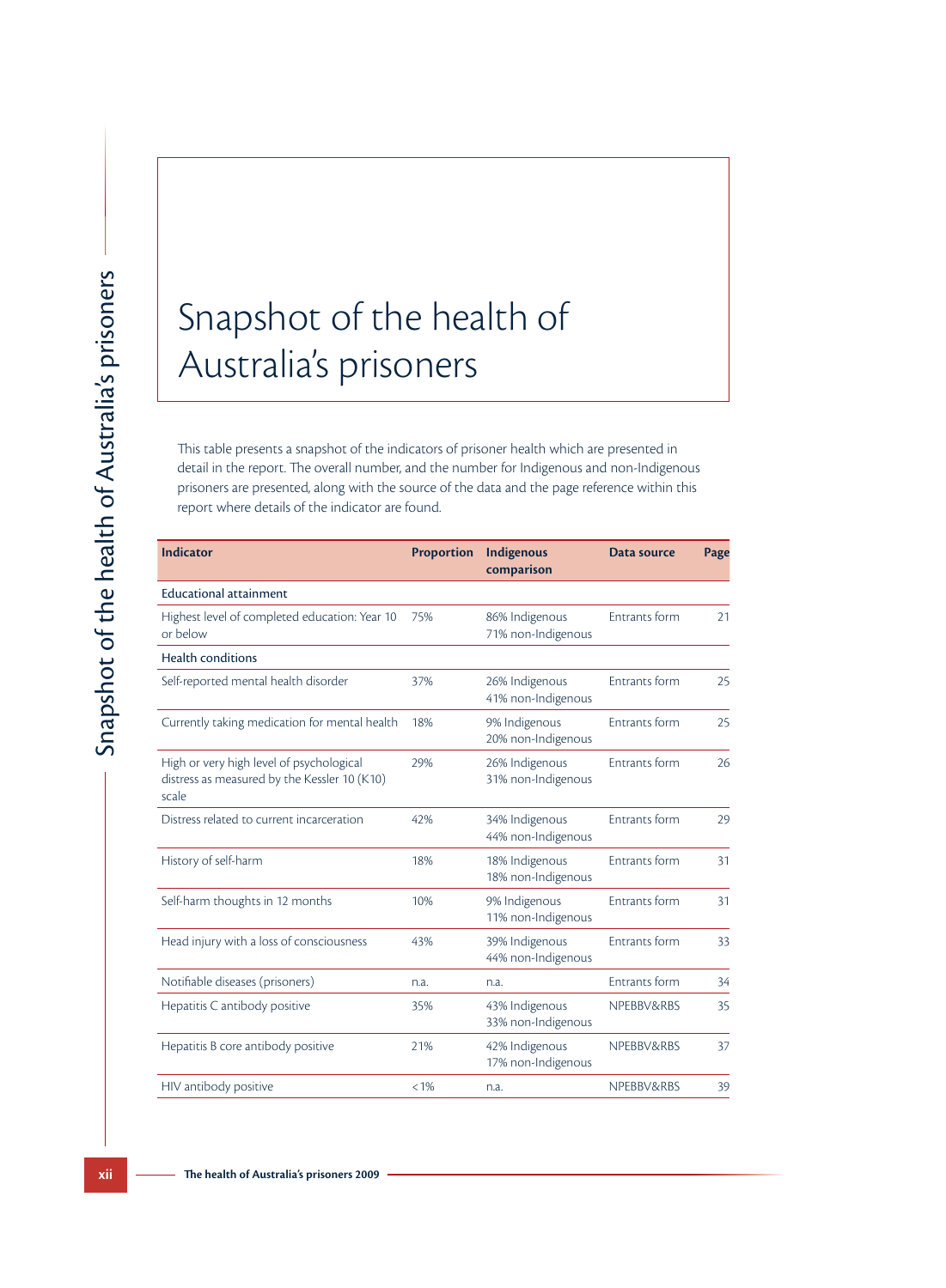# Snapshot of the health of Australia's prisoners

This table presents a snapshot of the indicators of prisoner health which are presented in detail in the report. The overall number, and the number for Indigenous and non-Indigenous prisoners are presented, along with the source of the data and the page reference within this report where details of the indicator are found.

| Indicator | Proportion | Indigenous comparison | Data source | Page |
|---|---|---|---|---|
| Educational attainment | | | | |
| Highest level of completed education: Year 10 or below | 75% | 86% Indigenous<br>71% non-Indigenous | Entrants form | 21 |
| Health conditions | | | | |
| Self-reported mental health disorder | 37% | 26% Indigenous<br>41% non-Indigenous | Entrants form | 25 |
| Currently taking medication for mental health | 18% | 9% Indigenous<br>20% non-Indigenous | Entrants form | 25 |
| High or very high level of psychological distress as measured by the Kessler 10 (K10) scale | 29% | 26% Indigenous<br>31% non-Indigenous | Entrants form | 26 |
| Distress related to current incarceration | 42% | 34% Indigenous<br>44% non-Indigenous | Entrants form | 29 |
| History of self-harm | 18% | 18% Indigenous<br>18% non-Indigenous | Entrants form | 31 |
| Self-harm thoughts in 12 months | 10% | 9% Indigenous<br>11% non-Indigenous | Entrants form | 31 |
| Head injury with a loss of consciousness | 43% | 39% Indigenous<br>44% non-Indigenous | Entrants form | 33 |
| Notifiable diseases (prisoners) | n.a. | n.a. | Entrants form | 34 |
| Hepatitis C antibody positive | 35% | 43% Indigenous<br>33% non-Indigenous | NPEBBV&RBS | 35 |
| Hepatitis B core antibody positive | 21% | 42% Indigenous<br>17% non-Indigenous | NPEBBV&RBS | 37 |
| HIV antibody positive | <1% | n.a. | NPEBBV&RBS | 39 |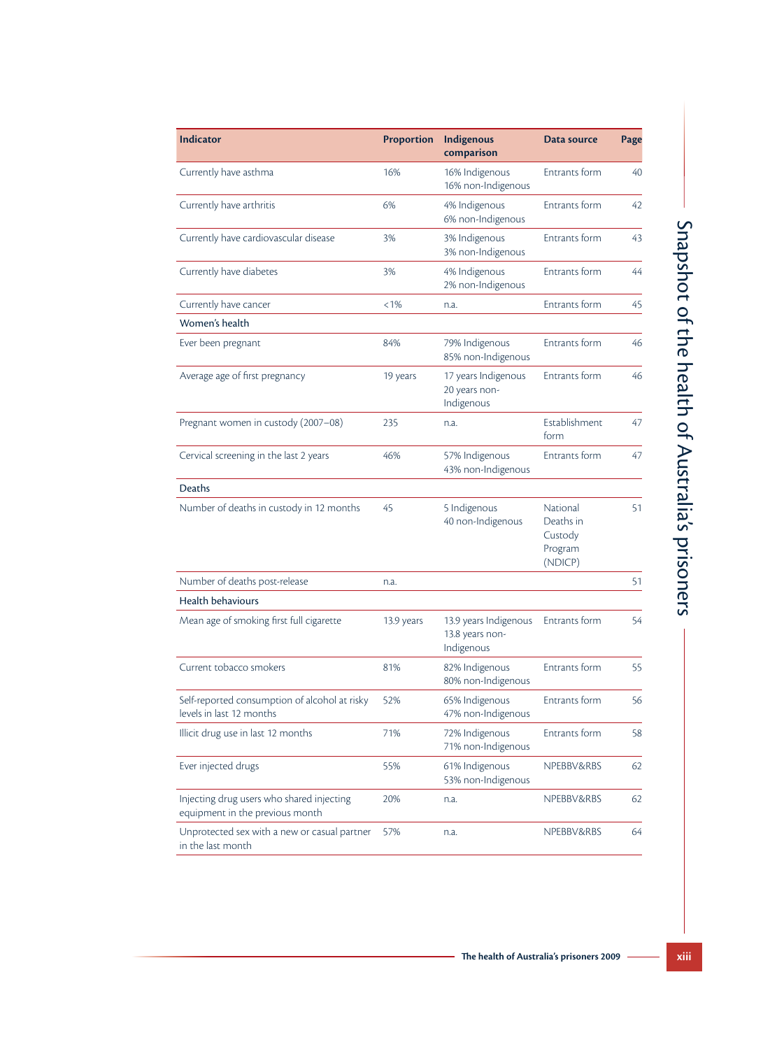| Indicator | Proportion | Indigenous comparison | Data source | Page |
|---|---|---|---|---|
| Currently have asthma | 16% | 16% Indigenous<br>16% non-Indigenous | Entrants form | 40 |
| Currently have arthritis | 6% | 4% Indigenous<br>6% non-Indigenous | Entrants form | 42 |
| Currently have cardiovascular disease | 3% | 3% Indigenous<br>3% non-Indigenous | Entrants form | 43 |
| Currently have diabetes | 3% | 4% Indigenous<br>2% non-Indigenous | Entrants form | 44 |
| Currently have cancer | <1% | n.a. | Entrants form | 45 |
| **Women's health** | | | | |
| Ever been pregnant | 84% | 79% Indigenous<br>85% non-Indigenous | Entrants form | 46 |
| Average age of first pregnancy | 19 years | 17 years Indigenous<br>20 years non-Indigenous | Entrants form | 46 |
| Pregnant women in custody (2007–08) | 235 | n.a. | Establishment form | 47 |
| Cervical screening in the last 2 years | 46% | 57% Indigenous<br>43% non-Indigenous | Entrants form | 47 |
| **Deaths** | | | | |
| Number of deaths in custody in 12 months | 45 | 5 Indigenous<br>40 non-Indigenous | National Deaths in Custody Program (NDICP) | 51 |
| Number of deaths post-release | n.a. | | | 51 |
| **Health behaviours** | | | | |
| Mean age of smoking first full cigarette | 13.9 years | 13.9 years Indigenous<br>13.8 years non-Indigenous | Entrants form | 54 |
| Current tobacco smokers | 81% | 82% Indigenous<br>80% non-Indigenous | Entrants form | 55 |
| Self-reported consumption of alcohol at risky levels in last 12 months | 52% | 65% Indigenous<br>47% non-Indigenous | Entrants form | 56 |
| Illicit drug use in last 12 months | 71% | 72% Indigenous<br>71% non-Indigenous | Entrants form | 58 |
| Ever injected drugs | 55% | 61% Indigenous<br>53% non-Indigenous | NPEBBV&RBS | 62 |
| Injecting drug users who shared injecting equipment in the previous month | 20% | n.a. | NPEBBV&RBS | 62 |
| Unprotected sex with a new or casual partner in the last month | 57% | n.a. | NPEBBV&RBS | 64 |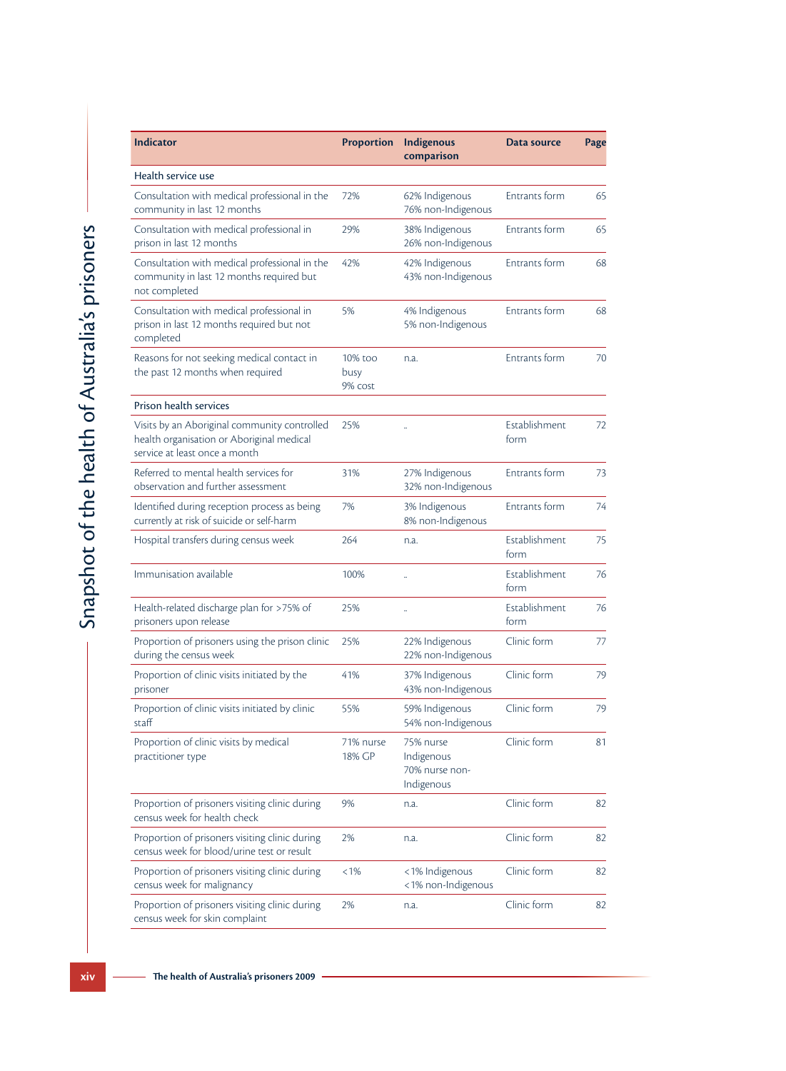| Indicator | Proportion | Indigenous comparison | Data source | Page |
|---|---|---|---|---|
| Health service use | | | | |
| Consultation with medical professional in the community in last 12 months | 72% | 62% Indigenous 76% non-Indigenous | Entrants form | 65 |
| Consultation with medical professional in prison in last 12 months | 29% | 38% Indigenous 26% non-Indigenous | Entrants form | 65 |
| Consultation with medical professional in the community in last 12 months required but not completed | 42% | 42% Indigenous 43% non-Indigenous | Entrants form | 68 |
| Consultation with medical professional in prison in last 12 months required but not completed | 5% | 4% Indigenous 5% non-Indigenous | Entrants form | 68 |
| Reasons for not seeking medical contact in the past 12 months when required | 10% too busy 9% cost | n.a. | Entrants form | 70 |
| Prison health services | | | | |
| Visits by an Aboriginal community controlled health organisation or Aboriginal medical service at least once a month | 25% | .. | Establishment form | 72 |
| Referred to mental health services for observation and further assessment | 31% | 27% Indigenous 32% non-Indigenous | Entrants form | 73 |
| Identified during reception process as being currently at risk of suicide or self-harm | 7% | 3% Indigenous 8% non-Indigenous | Entrants form | 74 |
| Hospital transfers during census week | 264 | n.a. | Establishment form | 75 |
| Immunisation available | 100% | .. | Establishment form | 76 |
| Health-related discharge plan for >75% of prisoners upon release | 25% | .. | Establishment form | 76 |
| Proportion of prisoners using the prison clinic during the census week | 25% | 22% Indigenous 22% non-Indigenous | Clinic form | 77 |
| Proportion of clinic visits initiated by the prisoner | 41% | 37% Indigenous 43% non-Indigenous | Clinic form | 79 |
| Proportion of clinic visits initiated by clinic staff | 55% | 59% Indigenous 54% non-Indigenous | Clinic form | 79 |
| Proportion of clinic visits by medical practitioner type | 71% nurse 18% GP | 75% nurse Indigenous 70% nurse non-Indigenous | Clinic form | 81 |
| Proportion of prisoners visiting clinic during census week for health check | 9% | n.a. | Clinic form | 82 |
| Proportion of prisoners visiting clinic during census week for blood/urine test or result | 2% | n.a. | Clinic form | 82 |
| Proportion of prisoners visiting clinic during census week for malignancy | <1% | <1% Indigenous <1% non-Indigenous | Clinic form | 82 |
| Proportion of prisoners visiting clinic during census week for skin complaint | 2% | n.a. | Clinic form | 82 |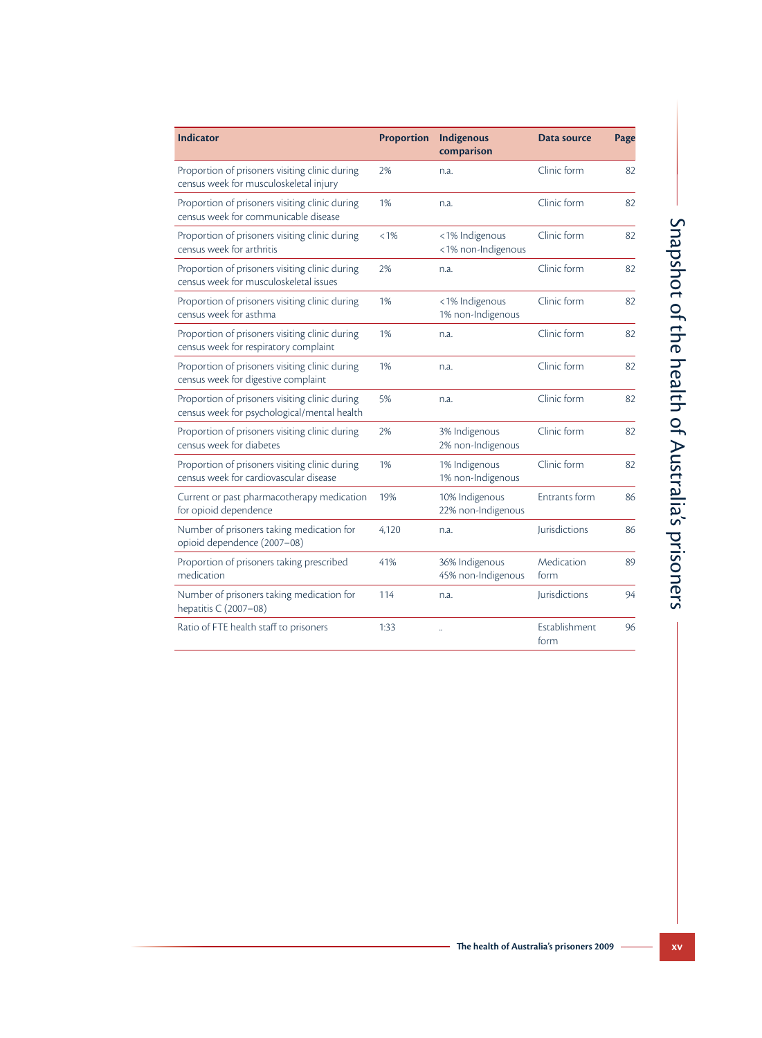| Indicator | Proportion | Indigenous comparison | Data source | Page |
|---|---|---|---|---|
| Proportion of prisoners visiting clinic during census week for musculoskeletal injury | 2% | n.a. | Clinic form | 82 |
| Proportion of prisoners visiting clinic during census week for communicable disease | 1% | n.a. | Clinic form | 82 |
| Proportion of prisoners visiting clinic during census week for arthritis | <1% | <1% Indigenous <1% non-Indigenous | Clinic form | 82 |
| Proportion of prisoners visiting clinic during census week for musculoskeletal issues | 2% | n.a. | Clinic form | 82 |
| Proportion of prisoners visiting clinic during census week for asthma | 1% | <1% Indigenous 1% non-Indigenous | Clinic form | 82 |
| Proportion of prisoners visiting clinic during census week for respiratory complaint | 1% | n.a. | Clinic form | 82 |
| Proportion of prisoners visiting clinic during census week for digestive complaint | 1% | n.a. | Clinic form | 82 |
| Proportion of prisoners visiting clinic during census week for psychological/mental health | 5% | n.a. | Clinic form | 82 |
| Proportion of prisoners visiting clinic during census week for diabetes | 2% | 3% Indigenous 2% non-Indigenous | Clinic form | 82 |
| Proportion of prisoners visiting clinic during census week for cardiovascular disease | 1% | 1% Indigenous 1% non-Indigenous | Clinic form | 82 |
| Current or past pharmacotherapy medication for opioid dependence | 19% | 10% Indigenous 22% non-Indigenous | Entrants form | 86 |
| Number of prisoners taking medication for opioid dependence (2007–08) | 4,120 | n.a. | Jurisdictions | 86 |
| Proportion of prisoners taking prescribed medication | 41% | 36% Indigenous 45% non-Indigenous | Medication form | 89 |
| Number of prisoners taking medication for hepatitis C (2007–08) | 114 | n.a. | Jurisdictions | 94 |
| Ratio of FTE health staff to prisoners | 1:33 | .. | Establishment form | 96 |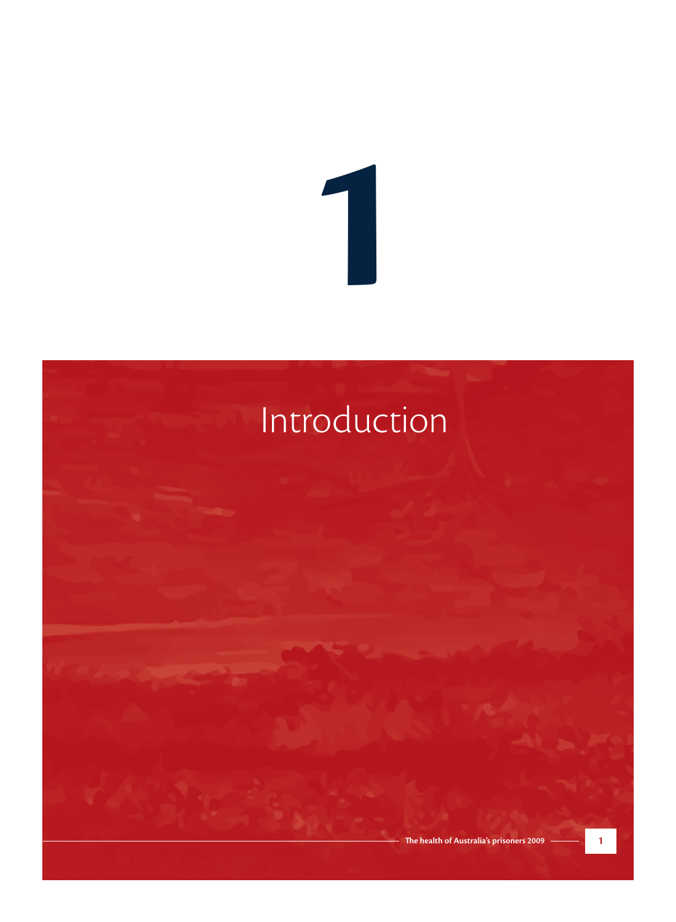# 1

# Introduction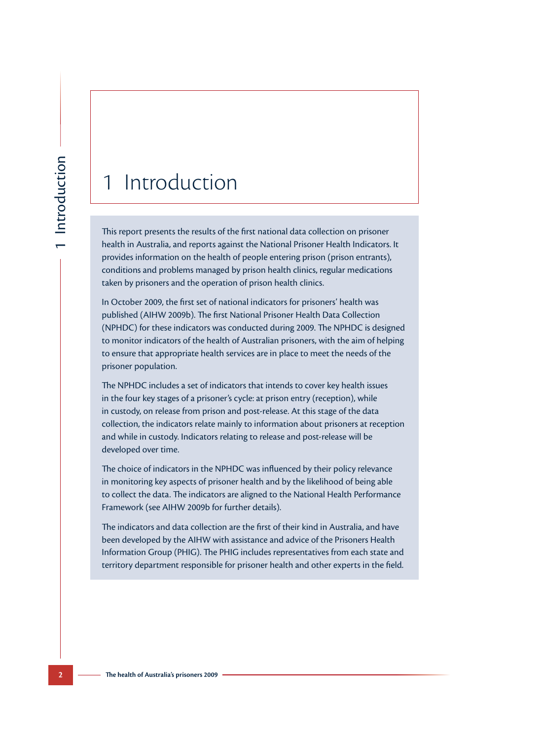# 1 Introduction

This report presents the results of the first national data collection on prisoner health in Australia, and reports against the National Prisoner Health Indicators. It provides information on the health of people entering prison (prison entrants), conditions and problems managed by prison health clinics, regular medications taken by prisoners and the operation of prison health clinics.

In October 2009, the first set of national indicators for prisoners' health was published (AIHW 2009b). The first National Prisoner Health Data Collection (NPHDC) for these indicators was conducted during 2009. The NPHDC is designed to monitor indicators of the health of Australian prisoners, with the aim of helping to ensure that appropriate health services are in place to meet the needs of the prisoner population.

The NPHDC includes a set of indicators that intends to cover key health issues in the four key stages of a prisoner's cycle: at prison entry (reception), while in custody, on release from prison and post-release. At this stage of the data collection, the indicators relate mainly to information about prisoners at reception and while in custody. Indicators relating to release and post-release will be developed over time.

The choice of indicators in the NPHDC was influenced by their policy relevance in monitoring key aspects of prisoner health and by the likelihood of being able to collect the data. The indicators are aligned to the National Health Performance Framework (see AIHW 2009b for further details).

The indicators and data collection are the first of their kind in Australia, and have been developed by the AIHW with assistance and advice of the Prisoners Health Information Group (PHIG). The PHIG includes representatives from each state and territory department responsible for prisoner health and other experts in the field.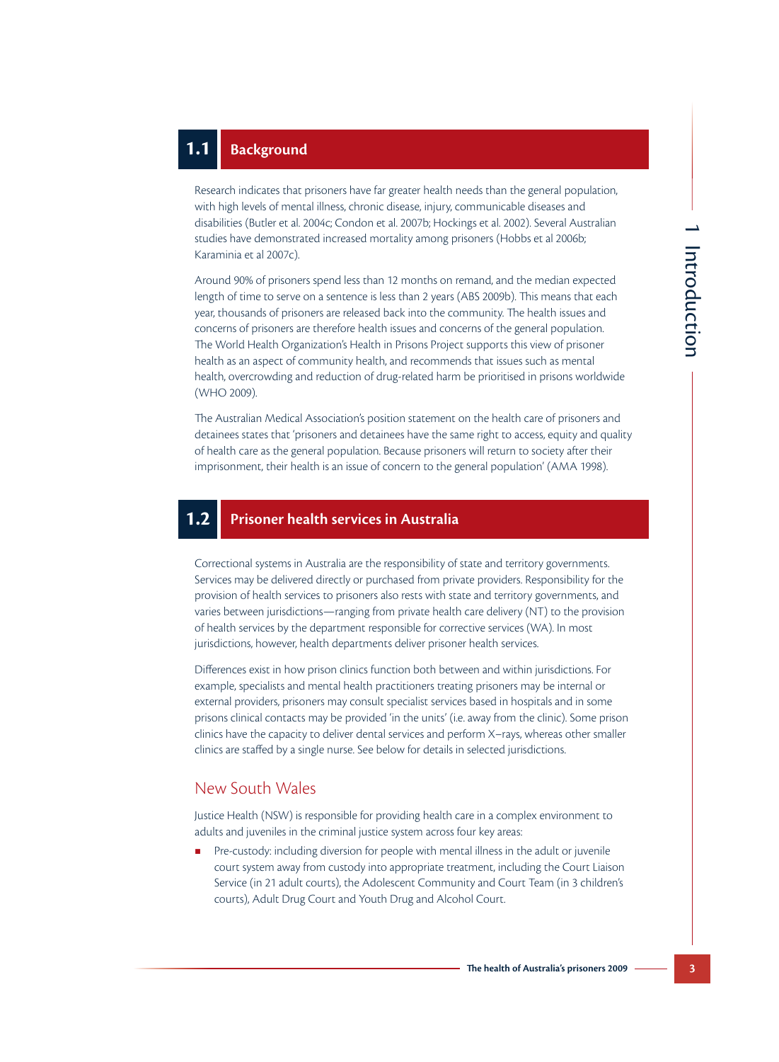## 1.1 Background

Research indicates that prisoners have far greater health needs than the general population, with high levels of mental illness, chronic disease, injury, communicable diseases and disabilities (Butler et al. 2004c; Condon et al. 2007b; Hockings et al. 2002). Several Australian studies have demonstrated increased mortality among prisoners (Hobbs et al 2006b; Karaminia et al 2007c).

Around 90% of prisoners spend less than 12 months on remand, and the median expected length of time to serve on a sentence is less than 2 years (ABS 2009b). This means that each year, thousands of prisoners are released back into the community. The health issues and concerns of prisoners are therefore health issues and concerns of the general population. The World Health Organization's Health in Prisons Project supports this view of prisoner health as an aspect of community health, and recommends that issues such as mental health, overcrowding and reduction of drug-related harm be prioritised in prisons worldwide (WHO 2009).

The Australian Medical Association's position statement on the health care of prisoners and detainees states that 'prisoners and detainees have the same right to access, equity and quality of health care as the general population. Because prisoners will return to society after their imprisonment, their health is an issue of concern to the general population' (AMA 1998).

## 1.2 Prisoner health services in Australia

Correctional systems in Australia are the responsibility of state and territory governments. Services may be delivered directly or purchased from private providers. Responsibility for the provision of health services to prisoners also rests with state and territory governments, and varies between jurisdictions—ranging from private health care delivery (NT) to the provision of health services by the department responsible for corrective services (WA). In most jurisdictions, however, health departments deliver prisoner health services.

Differences exist in how prison clinics function both between and within jurisdictions. For example, specialists and mental health practitioners treating prisoners may be internal or external providers, prisoners may consult specialist services based in hospitals and in some prisons clinical contacts may be provided 'in the units' (i.e. away from the clinic). Some prison clinics have the capacity to deliver dental services and perform X–rays, whereas other smaller clinics are staffed by a single nurse. See below for details in selected jurisdictions.

### New South Wales

Justice Health (NSW) is responsible for providing health care in a complex environment to adults and juveniles in the criminal justice system across four key areas:

- Pre-custody: including diversion for people with mental illness in the adult or juvenile court system away from custody into appropriate treatment, including the Court Liaison Service (in 21 adult courts), the Adolescent Community and Court Team (in 3 children's courts), Adult Drug Court and Youth Drug and Alcohol Court.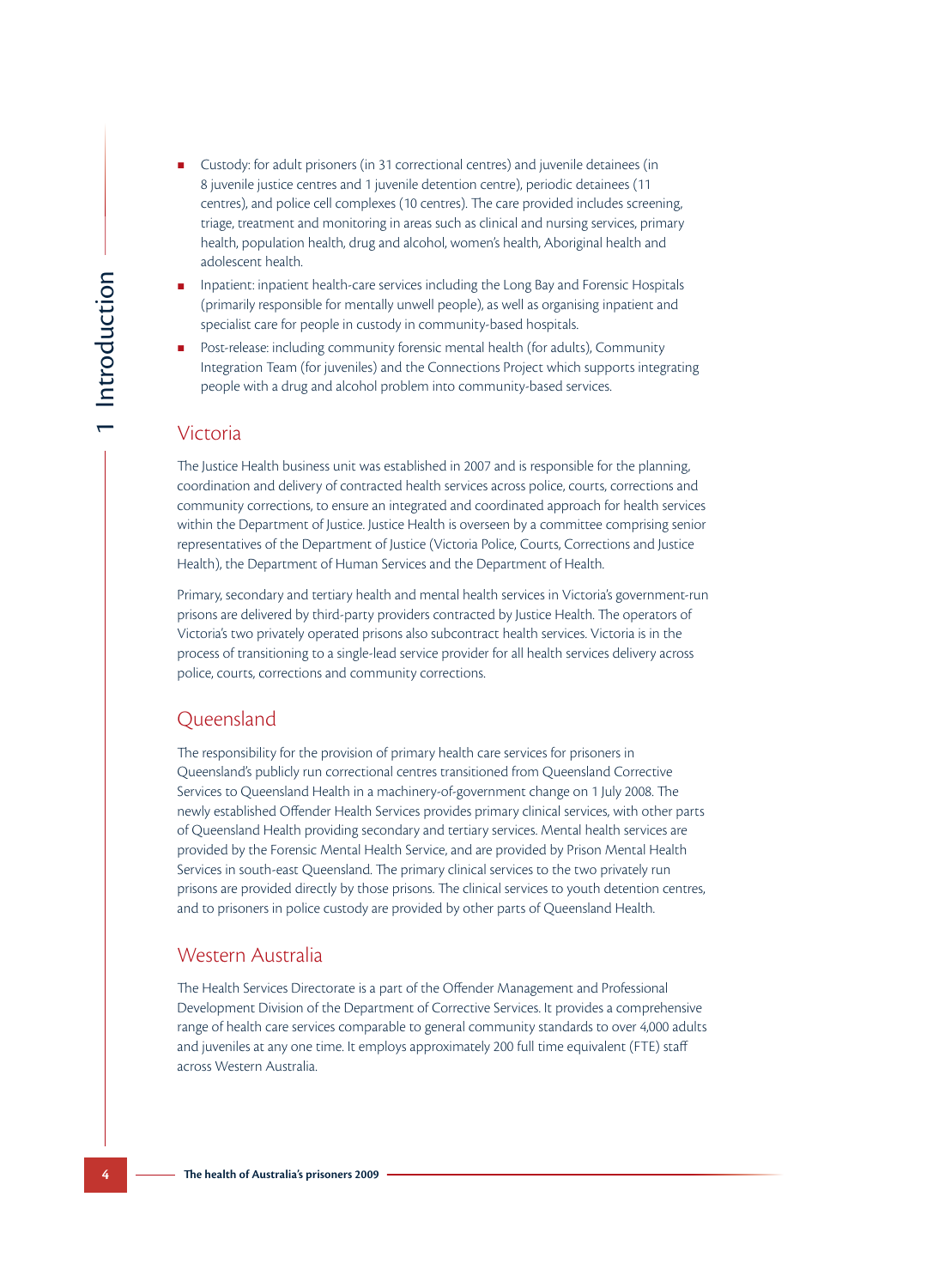- Custody: for adult prisoners (in 31 correctional centres) and juvenile detainees (in 8 juvenile justice centres and 1 juvenile detention centre), periodic detainees (11 centres), and police cell complexes (10 centres). The care provided includes screening, triage, treatment and monitoring in areas such as clinical and nursing services, primary health, population health, drug and alcohol, women's health, Aboriginal health and adolescent health.
- Inpatient: inpatient health-care services including the Long Bay and Forensic Hospitals (primarily responsible for mentally unwell people), as well as organising inpatient and specialist care for people in custody in community-based hospitals.
- Post-release: including community forensic mental health (for adults), Community Integration Team (for juveniles) and the Connections Project which supports integrating people with a drug and alcohol problem into community-based services.

## Victoria

The Justice Health business unit was established in 2007 and is responsible for the planning, coordination and delivery of contracted health services across police, courts, corrections and community corrections, to ensure an integrated and coordinated approach for health services within the Department of Justice. Justice Health is overseen by a committee comprising senior representatives of the Department of Justice (Victoria Police, Courts, Corrections and Justice Health), the Department of Human Services and the Department of Health.

Primary, secondary and tertiary health and mental health services in Victoria's government-run prisons are delivered by third-party providers contracted by Justice Health. The operators of Victoria's two privately operated prisons also subcontract health services. Victoria is in the process of transitioning to a single-lead service provider for all health services delivery across police, courts, corrections and community corrections.

## Queensland

The responsibility for the provision of primary health care services for prisoners in Queensland's publicly run correctional centres transitioned from Queensland Corrective Services to Queensland Health in a machinery-of-government change on 1 July 2008. The newly established Offender Health Services provides primary clinical services, with other parts of Queensland Health providing secondary and tertiary services. Mental health services are provided by the Forensic Mental Health Service, and are provided by Prison Mental Health Services in south-east Queensland. The primary clinical services to the two privately run prisons are provided directly by those prisons. The clinical services to youth detention centres, and to prisoners in police custody are provided by other parts of Queensland Health.

## Western Australia

The Health Services Directorate is a part of the Offender Management and Professional Development Division of the Department of Corrective Services. It provides a comprehensive range of health care services comparable to general community standards to over 4,000 adults and juveniles at any one time. It employs approximately 200 full time equivalent (FTE) staff across Western Australia.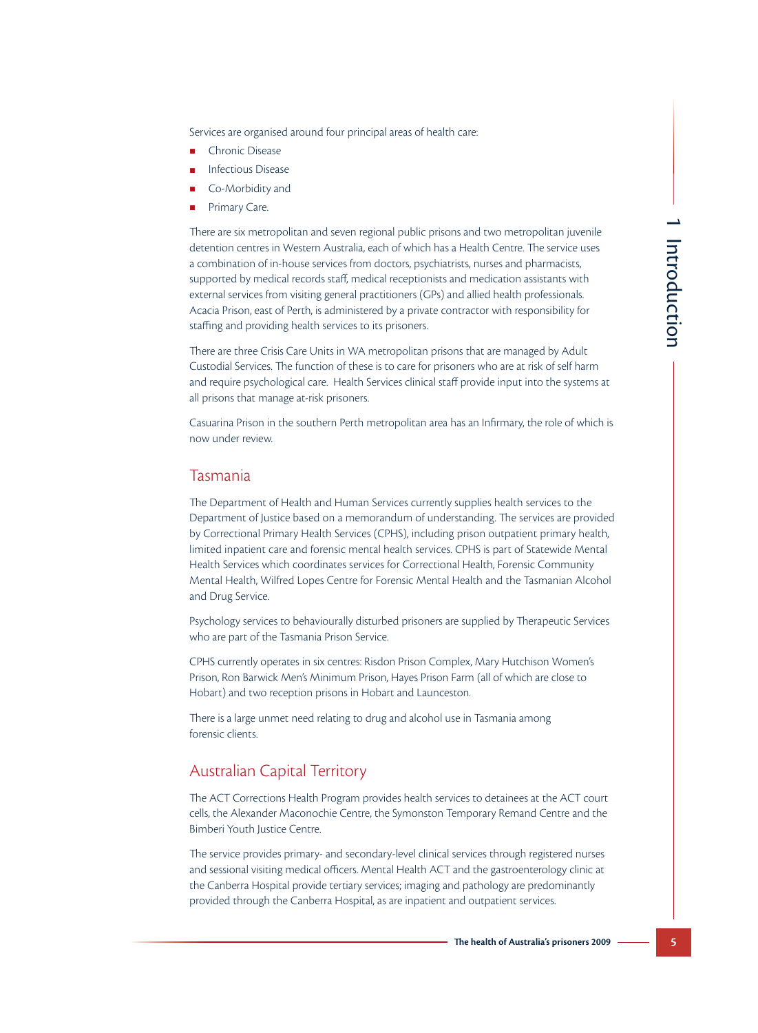Services are organised around four principal areas of health care:

- Chronic Disease
- Infectious Disease
- Co-Morbidity and
- Primary Care.

There are six metropolitan and seven regional public prisons and two metropolitan juvenile detention centres in Western Australia, each of which has a Health Centre. The service uses a combination of in-house services from doctors, psychiatrists, nurses and pharmacists, supported by medical records staff, medical receptionists and medication assistants with external services from visiting general practitioners (GPs) and allied health professionals. Acacia Prison, east of Perth, is administered by a private contractor with responsibility for staffing and providing health services to its prisoners.

There are three Crisis Care Units in WA metropolitan prisons that are managed by Adult Custodial Services. The function of these is to care for prisoners who are at risk of self harm and require psychological care. Health Services clinical staff provide input into the systems at all prisons that manage at-risk prisoners.

Casuarina Prison in the southern Perth metropolitan area has an Infirmary, the role of which is now under review.

## Tasmania

The Department of Health and Human Services currently supplies health services to the Department of Justice based on a memorandum of understanding. The services are provided by Correctional Primary Health Services (CPHS), including prison outpatient primary health, limited inpatient care and forensic mental health services. CPHS is part of Statewide Mental Health Services which coordinates services for Correctional Health, Forensic Community Mental Health, Wilfred Lopes Centre for Forensic Mental Health and the Tasmanian Alcohol and Drug Service.

Psychology services to behaviourally disturbed prisoners are supplied by Therapeutic Services who are part of the Tasmania Prison Service.

CPHS currently operates in six centres: Risdon Prison Complex, Mary Hutchison Women's Prison, Ron Barwick Men's Minimum Prison, Hayes Prison Farm (all of which are close to Hobart) and two reception prisons in Hobart and Launceston.

There is a large unmet need relating to drug and alcohol use in Tasmania among forensic clients.

## Australian Capital Territory

The ACT Corrections Health Program provides health services to detainees at the ACT court cells, the Alexander Maconochie Centre, the Symonston Temporary Remand Centre and the Bimberi Youth Justice Centre.

The service provides primary- and secondary-level clinical services through registered nurses and sessional visiting medical officers. Mental Health ACT and the gastroenterology clinic at the Canberra Hospital provide tertiary services; imaging and pathology are predominantly provided through the Canberra Hospital, as are inpatient and outpatient services.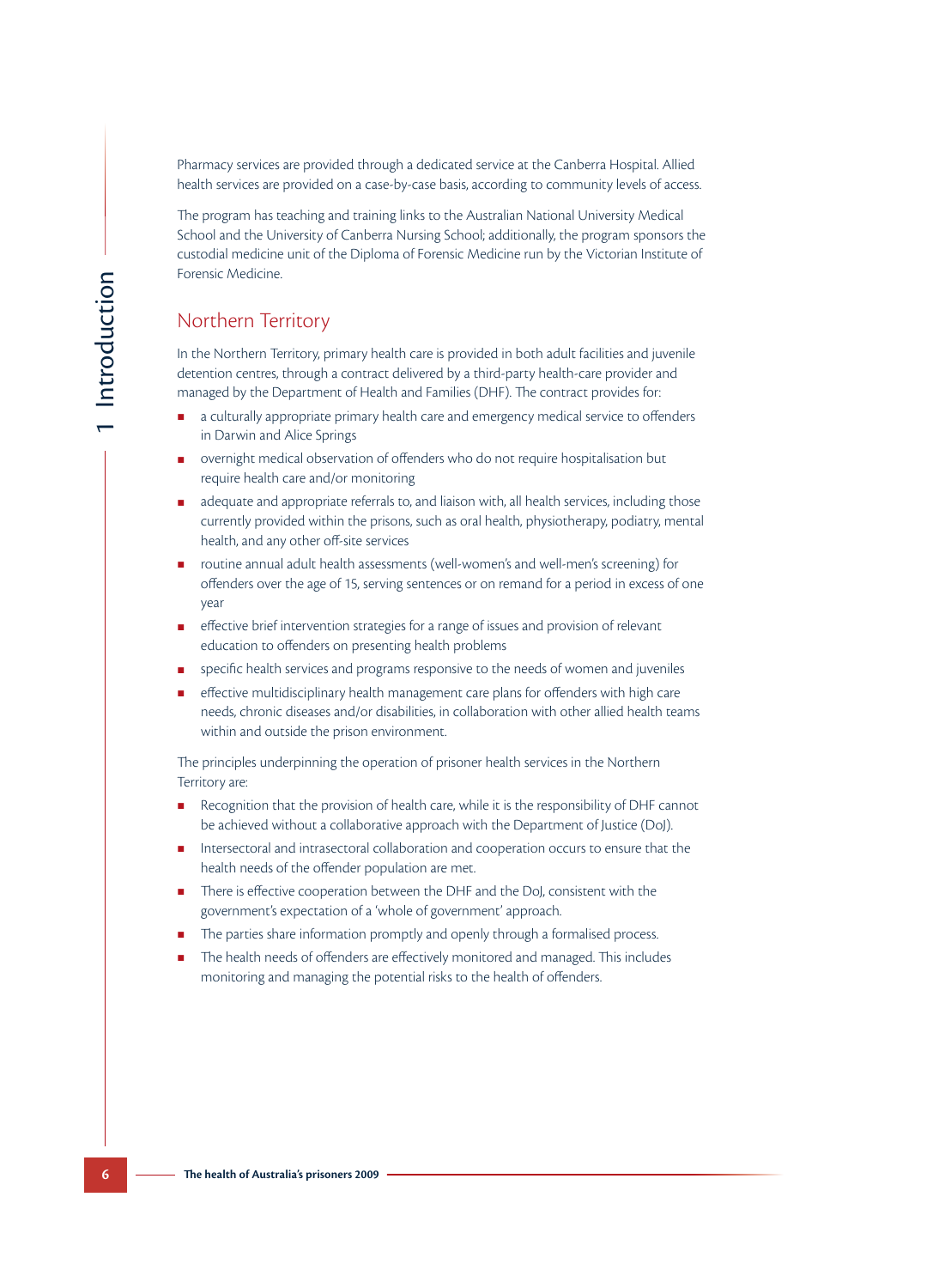Pharmacy services are provided through a dedicated service at the Canberra Hospital. Allied health services are provided on a case-by-case basis, according to community levels of access.

The program has teaching and training links to the Australian National University Medical School and the University of Canberra Nursing School; additionally, the program sponsors the custodial medicine unit of the Diploma of Forensic Medicine run by the Victorian Institute of Forensic Medicine.

## Northern Territory

In the Northern Territory, primary health care is provided in both adult facilities and juvenile detention centres, through a contract delivered by a third-party health-care provider and managed by the Department of Health and Families (DHF). The contract provides for:

- a culturally appropriate primary health care and emergency medical service to offenders in Darwin and Alice Springs
- overnight medical observation of offenders who do not require hospitalisation but require health care and/or monitoring
- adequate and appropriate referrals to, and liaison with, all health services, including those currently provided within the prisons, such as oral health, physiotherapy, podiatry, mental health, and any other off-site services
- routine annual adult health assessments (well-women's and well-men's screening) for offenders over the age of 15, serving sentences or on remand for a period in excess of one year
- effective brief intervention strategies for a range of issues and provision of relevant education to offenders on presenting health problems
- specific health services and programs responsive to the needs of women and juveniles
- effective multidisciplinary health management care plans for offenders with high care needs, chronic diseases and/or disabilities, in collaboration with other allied health teams within and outside the prison environment.

The principles underpinning the operation of prisoner health services in the Northern Territory are:

- Recognition that the provision of health care, while it is the responsibility of DHF cannot be achieved without a collaborative approach with the Department of Justice (DoJ).
- Intersectoral and intrasectoral collaboration and cooperation occurs to ensure that the health needs of the offender population are met.
- There is effective cooperation between the DHF and the DoJ, consistent with the government's expectation of a 'whole of government' approach.
- The parties share information promptly and openly through a formalised process.
- The health needs of offenders are effectively monitored and managed. This includes monitoring and managing the potential risks to the health of offenders.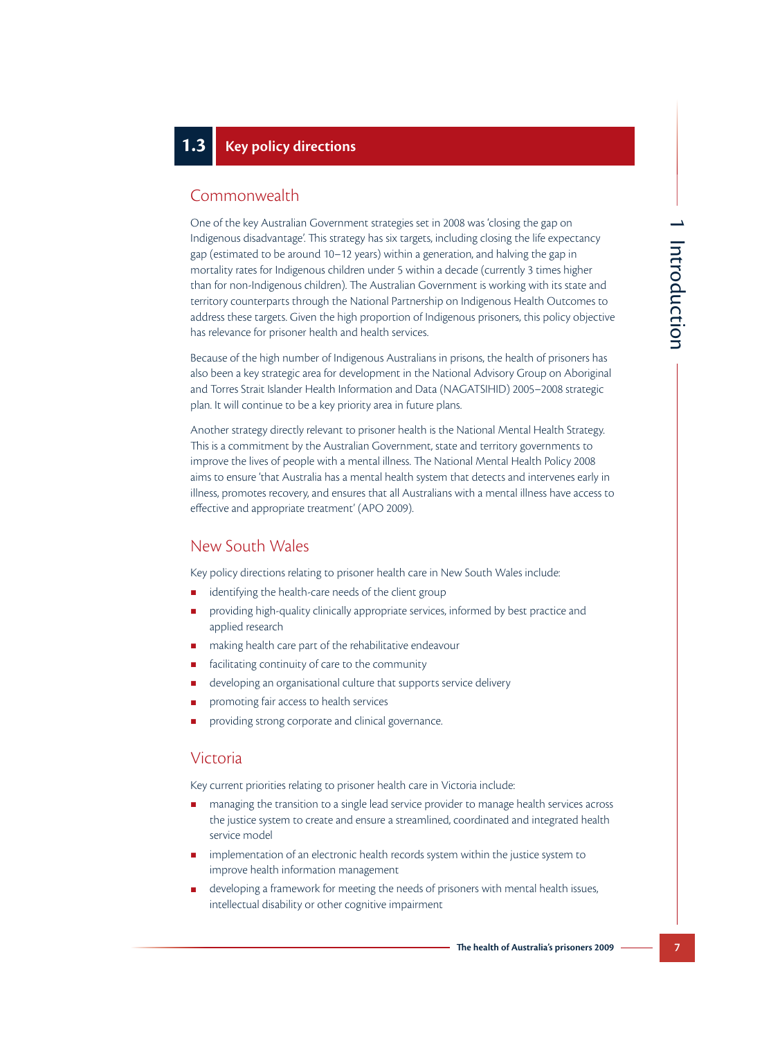## 1.3 Key policy directions

### Commonwealth

One of the key Australian Government strategies set in 2008 was 'closing the gap on Indigenous disadvantage'. This strategy has six targets, including closing the life expectancy gap (estimated to be around 10–12 years) within a generation, and halving the gap in mortality rates for Indigenous children under 5 within a decade (currently 3 times higher than for non-Indigenous children). The Australian Government is working with its state and territory counterparts through the National Partnership on Indigenous Health Outcomes to address these targets. Given the high proportion of Indigenous prisoners, this policy objective has relevance for prisoner health and health services.

Because of the high number of Indigenous Australians in prisons, the health of prisoners has also been a key strategic area for development in the National Advisory Group on Aboriginal and Torres Strait Islander Health Information and Data (NAGATSIHID) 2005–2008 strategic plan. It will continue to be a key priority area in future plans.

Another strategy directly relevant to prisoner health is the National Mental Health Strategy. This is a commitment by the Australian Government, state and territory governments to improve the lives of people with a mental illness. The National Mental Health Policy 2008 aims to ensure 'that Australia has a mental health system that detects and intervenes early in illness, promotes recovery, and ensures that all Australians with a mental illness have access to effective and appropriate treatment' (APO 2009).

### New South Wales

Key policy directions relating to prisoner health care in New South Wales include:

- identifying the health-care needs of the client group
- providing high-quality clinically appropriate services, informed by best practice and applied research
- making health care part of the rehabilitative endeavour
- facilitating continuity of care to the community
- developing an organisational culture that supports service delivery
- promoting fair access to health services
- providing strong corporate and clinical governance.

### Victoria

Key current priorities relating to prisoner health care in Victoria include:

- managing the transition to a single lead service provider to manage health services across the justice system to create and ensure a streamlined, coordinated and integrated health service model
- implementation of an electronic health records system within the justice system to improve health information management
- developing a framework for meeting the needs of prisoners with mental health issues, intellectual disability or other cognitive impairment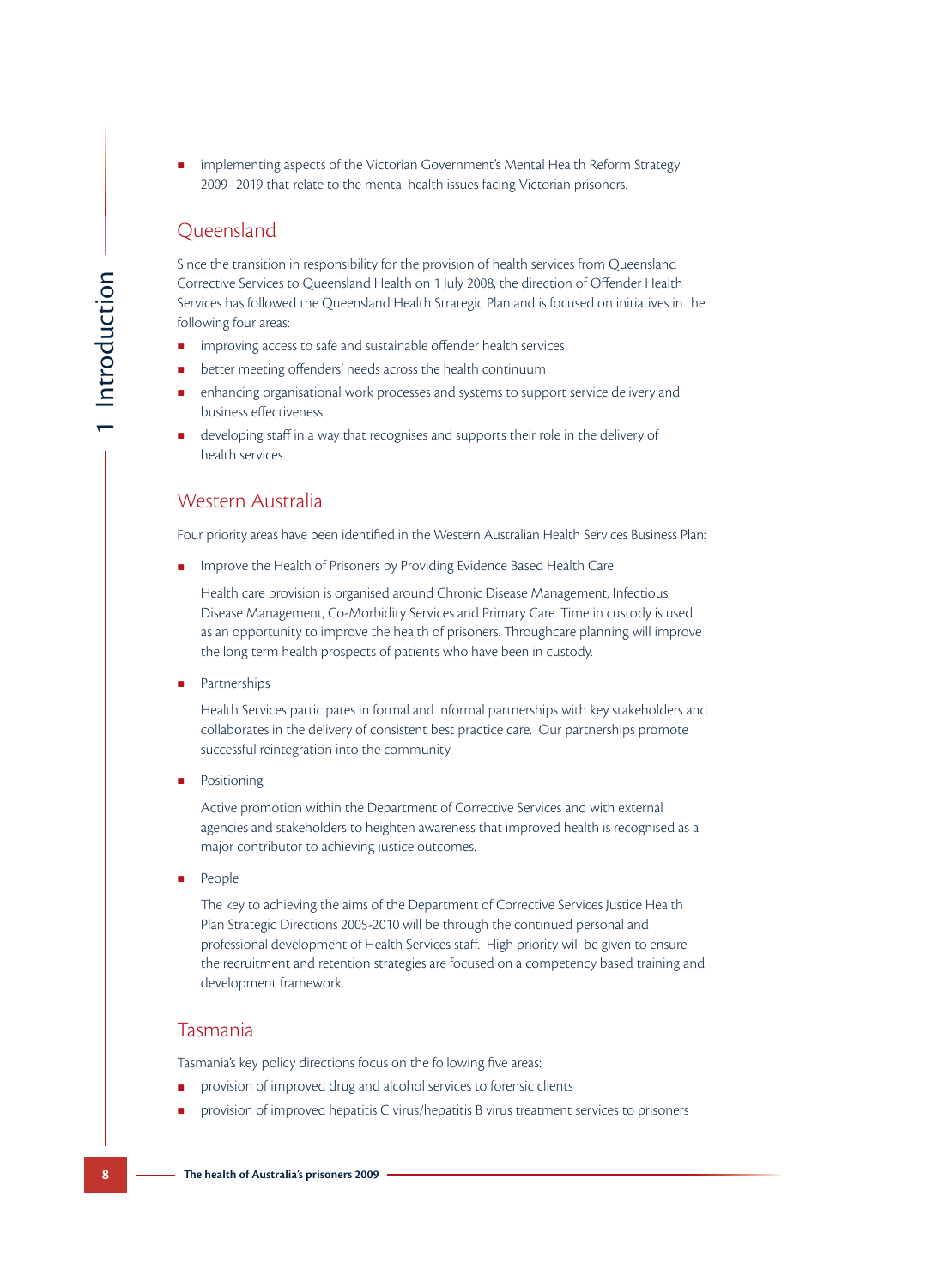- implementing aspects of the Victorian Government's Mental Health Reform Strategy 2009–2019 that relate to the mental health issues facing Victorian prisoners.

## Queensland

Since the transition in responsibility for the provision of health services from Queensland Corrective Services to Queensland Health on 1 July 2008, the direction of Offender Health Services has followed the Queensland Health Strategic Plan and is focused on initiatives in the following four areas:

- improving access to safe and sustainable offender health services
- better meeting offenders' needs across the health continuum
- enhancing organisational work processes and systems to support service delivery and business effectiveness
- developing staff in a way that recognises and supports their role in the delivery of health services.

## Western Australia

Four priority areas have been identified in the Western Australian Health Services Business Plan:

- Improve the Health of Prisoners by Providing Evidence Based Health Care

  Health care provision is organised around Chronic Disease Management, Infectious Disease Management, Co-Morbidity Services and Primary Care. Time in custody is used as an opportunity to improve the health of prisoners. Throughcare planning will improve the long term health prospects of patients who have been in custody.

- Partnerships

  Health Services participates in formal and informal partnerships with key stakeholders and collaborates in the delivery of consistent best practice care. Our partnerships promote successful reintegration into the community.

- Positioning

  Active promotion within the Department of Corrective Services and with external agencies and stakeholders to heighten awareness that improved health is recognised as a major contributor to achieving justice outcomes.

- People

  The key to achieving the aims of the Department of Corrective Services Justice Health Plan Strategic Directions 2005-2010 will be through the continued personal and professional development of Health Services staff. High priority will be given to ensure the recruitment and retention strategies are focused on a competency based training and development framework.

## Tasmania

Tasmania's key policy directions focus on the following five areas:

- provision of improved drug and alcohol services to forensic clients
- provision of improved hepatitis C virus/hepatitis B virus treatment services to prisoners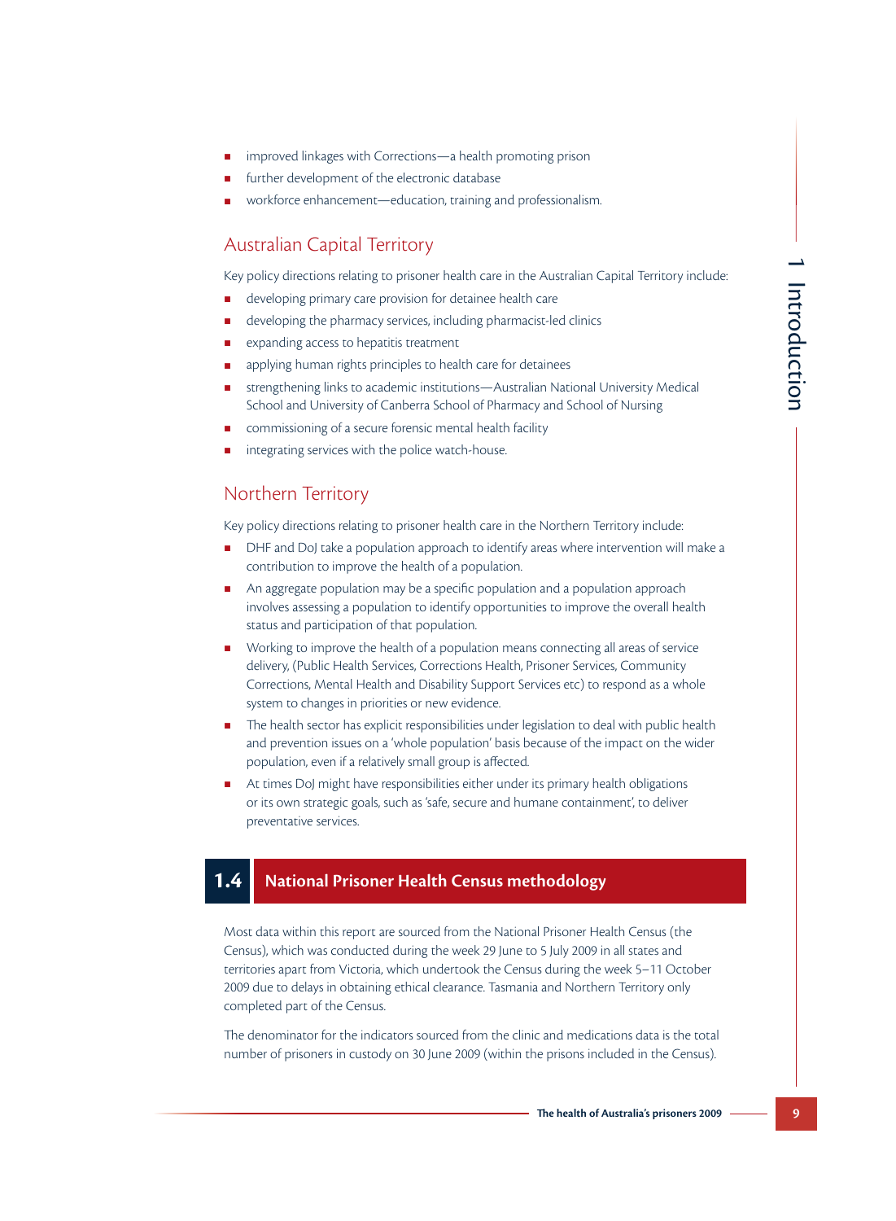- improved linkages with Corrections—a health promoting prison
- further development of the electronic database
- workforce enhancement—education, training and professionalism.

## Australian Capital Territory

Key policy directions relating to prisoner health care in the Australian Capital Territory include:

- developing primary care provision for detainee health care
- developing the pharmacy services, including pharmacist-led clinics
- expanding access to hepatitis treatment
- applying human rights principles to health care for detainees
- strengthening links to academic institutions—Australian National University Medical School and University of Canberra School of Pharmacy and School of Nursing
- commissioning of a secure forensic mental health facility
- integrating services with the police watch-house.

## Northern Territory

Key policy directions relating to prisoner health care in the Northern Territory include:

- DHF and DoJ take a population approach to identify areas where intervention will make a contribution to improve the health of a population.
- An aggregate population may be a specific population and a population approach involves assessing a population to identify opportunities to improve the overall health status and participation of that population.
- Working to improve the health of a population means connecting all areas of service delivery, (Public Health Services, Corrections Health, Prisoner Services, Community Corrections, Mental Health and Disability Support Services etc) to respond as a whole system to changes in priorities or new evidence.
- The health sector has explicit responsibilities under legislation to deal with public health and prevention issues on a 'whole population' basis because of the impact on the wider population, even if a relatively small group is affected.
- At times DoJ might have responsibilities either under its primary health obligations or its own strategic goals, such as 'safe, secure and humane containment', to deliver preventative services.

# 1.4 National Prisoner Health Census methodology

Most data within this report are sourced from the National Prisoner Health Census (the Census), which was conducted during the week 29 June to 5 July 2009 in all states and territories apart from Victoria, which undertook the Census during the week 5–11 October 2009 due to delays in obtaining ethical clearance. Tasmania and Northern Territory only completed part of the Census.

The denominator for the indicators sourced from the clinic and medications data is the total number of prisoners in custody on 30 June 2009 (within the prisons included in the Census).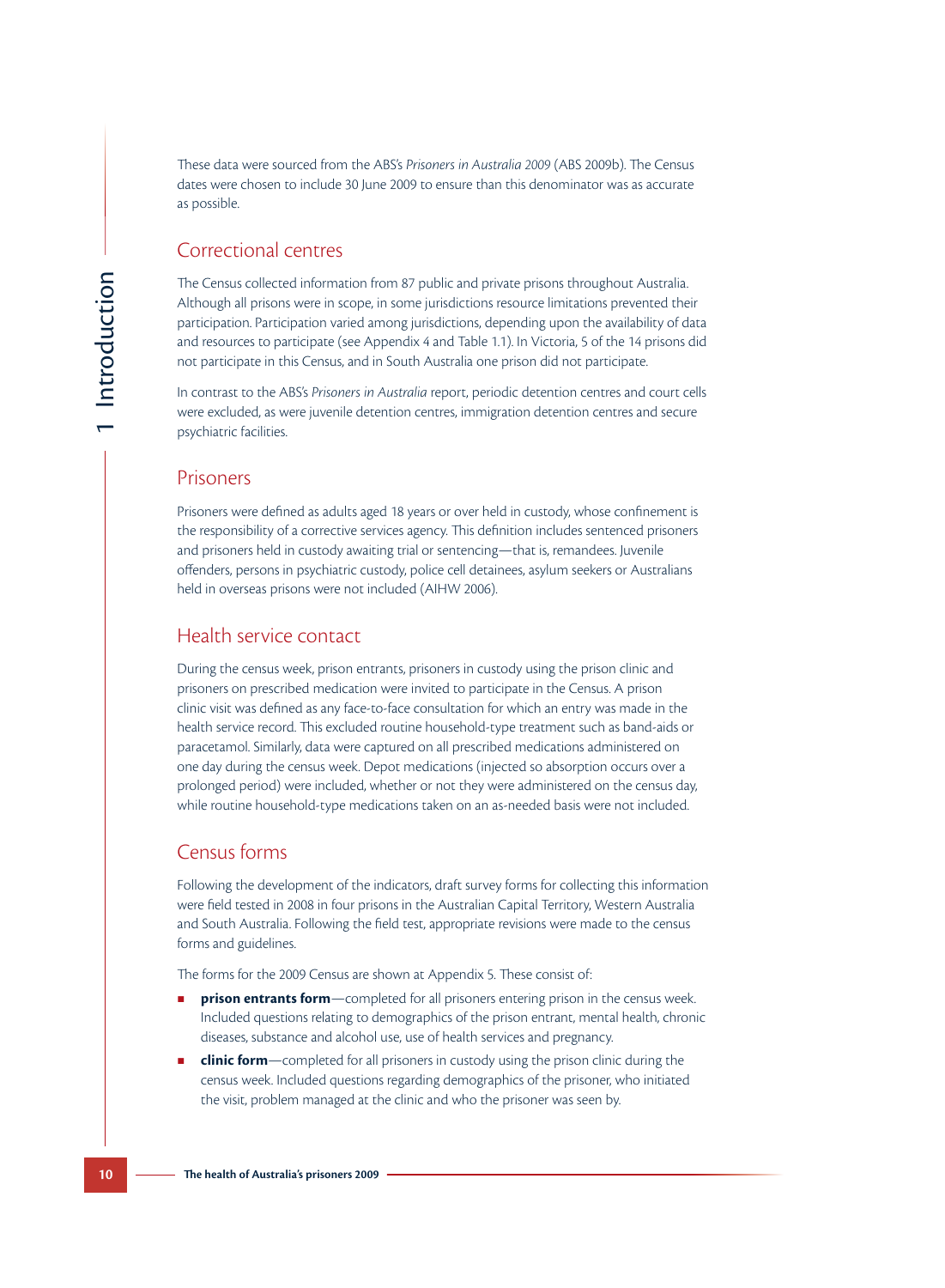These data were sourced from the ABS's *Prisoners in Australia 2009* (ABS 2009b). The Census dates were chosen to include 30 June 2009 to ensure than this denominator was as accurate as possible.

## Correctional centres

The Census collected information from 87 public and private prisons throughout Australia. Although all prisons were in scope, in some jurisdictions resource limitations prevented their participation. Participation varied among jurisdictions, depending upon the availability of data and resources to participate (see Appendix 4 and Table 1.1). In Victoria, 5 of the 14 prisons did not participate in this Census, and in South Australia one prison did not participate.

In contrast to the ABS's *Prisoners in Australia* report, periodic detention centres and court cells were excluded, as were juvenile detention centres, immigration detention centres and secure psychiatric facilities.

## Prisoners

Prisoners were defined as adults aged 18 years or over held in custody, whose confinement is the responsibility of a corrective services agency. This definition includes sentenced prisoners and prisoners held in custody awaiting trial or sentencing—that is, remandees. Juvenile offenders, persons in psychiatric custody, police cell detainees, asylum seekers or Australians held in overseas prisons were not included (AIHW 2006).

## Health service contact

During the census week, prison entrants, prisoners in custody using the prison clinic and prisoners on prescribed medication were invited to participate in the Census. A prison clinic visit was defined as any face-to-face consultation for which an entry was made in the health service record. This excluded routine household-type treatment such as band-aids or paracetamol. Similarly, data were captured on all prescribed medications administered on one day during the census week. Depot medications (injected so absorption occurs over a prolonged period) were included, whether or not they were administered on the census day, while routine household-type medications taken on an as-needed basis were not included.

## Census forms

Following the development of the indicators, draft survey forms for collecting this information were field tested in 2008 in four prisons in the Australian Capital Territory, Western Australia and South Australia. Following the field test, appropriate revisions were made to the census forms and guidelines.

The forms for the 2009 Census are shown at Appendix 5. These consist of:

- **prison entrants form**—completed for all prisoners entering prison in the census week. Included questions relating to demographics of the prison entrant, mental health, chronic diseases, substance and alcohol use, use of health services and pregnancy.
- **clinic form**—completed for all prisoners in custody using the prison clinic during the census week. Included questions regarding demographics of the prisoner, who initiated the visit, problem managed at the clinic and who the prisoner was seen by.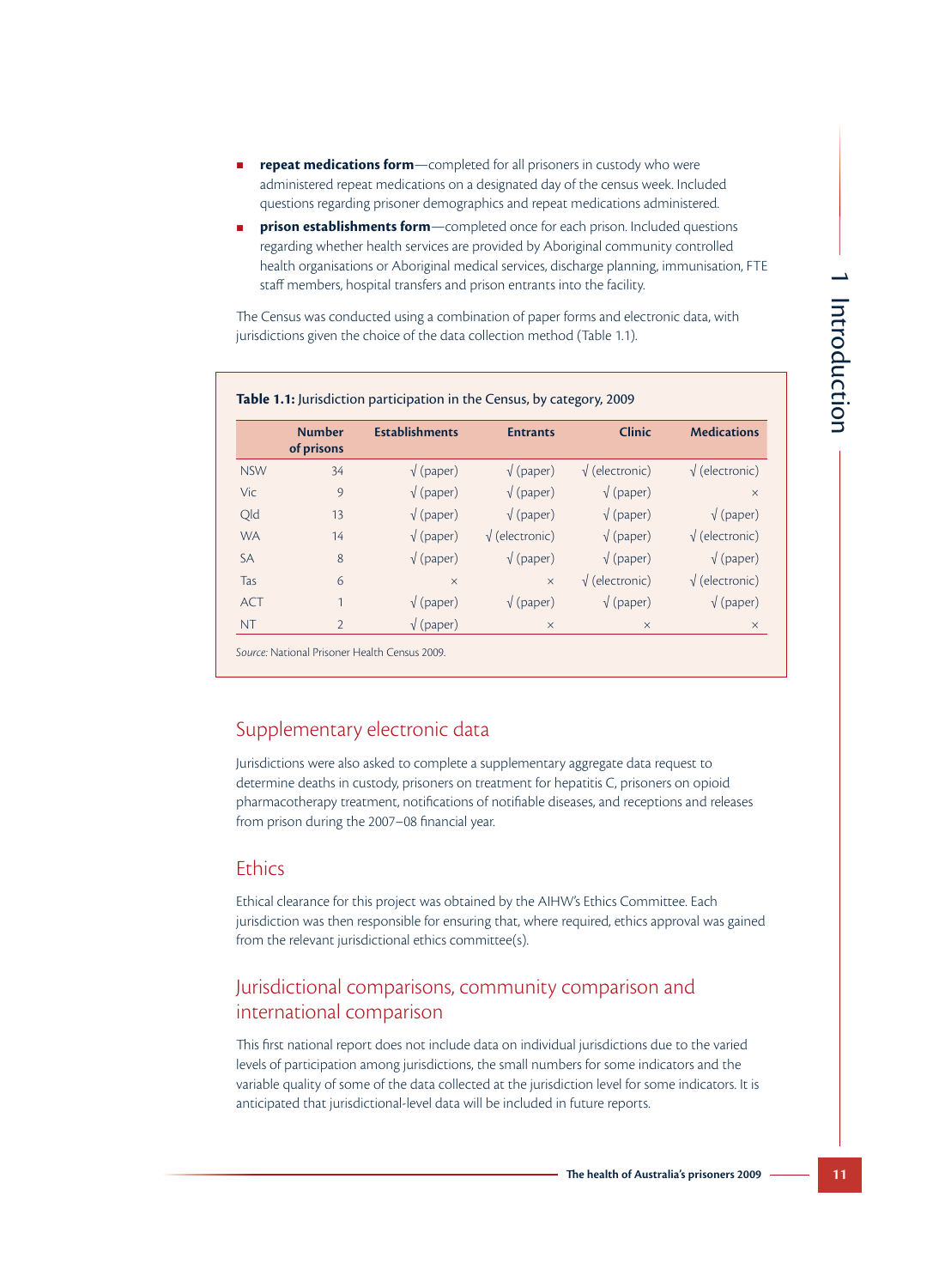- **repeat medications form**—completed for all prisoners in custody who were administered repeat medications on a designated day of the census week. Included questions regarding prisoner demographics and repeat medications administered.
- **prison establishments form**—completed once for each prison. Included questions regarding whether health services are provided by Aboriginal community controlled health organisations or Aboriginal medical services, discharge planning, immunisation, FTE staff members, hospital transfers and prison entrants into the facility.

The Census was conducted using a combination of paper forms and electronic data, with jurisdictions given the choice of the data collection method (Table 1.1).

**Table 1.1:** Jurisdiction participation in the Census, by category, 2009

| | Number of prisons | Establishments | Entrants | Clinic | Medications |
|---|---|---|---|---|---|
| NSW | 34 | √ (paper) | √ (paper) | √ (electronic) | √ (electronic) |
| Vic | 9 | √ (paper) | √ (paper) | √ (paper) | × |
| Qld | 13 | √ (paper) | √ (paper) | √ (paper) | √ (paper) |
| WA | 14 | √ (paper) | √ (electronic) | √ (paper) | √ (electronic) |
| SA | 8 | √ (paper) | √ (paper) | √ (paper) | √ (paper) |
| Tas | 6 | × | × | √ (electronic) | √ (electronic) |
| ACT | 1 | √ (paper) | √ (paper) | √ (paper) | √ (paper) |
| NT | 2 | √ (paper) | × | × | × |

*Source:* National Prisoner Health Census 2009.

## Supplementary electronic data

Jurisdictions were also asked to complete a supplementary aggregate data request to determine deaths in custody, prisoners on treatment for hepatitis C, prisoners on opioid pharmacotherapy treatment, notifications of notifiable diseases, and receptions and releases from prison during the 2007–08 financial year.

## Ethics

Ethical clearance for this project was obtained by the AIHW's Ethics Committee. Each jurisdiction was then responsible for ensuring that, where required, ethics approval was gained from the relevant jurisdictional ethics committee(s).

## Jurisdictional comparisons, community comparison and international comparison

This first national report does not include data on individual jurisdictions due to the varied levels of participation among jurisdictions, the small numbers for some indicators and the variable quality of some of the data collected at the jurisdiction level for some indicators. It is anticipated that jurisdictional-level data will be included in future reports.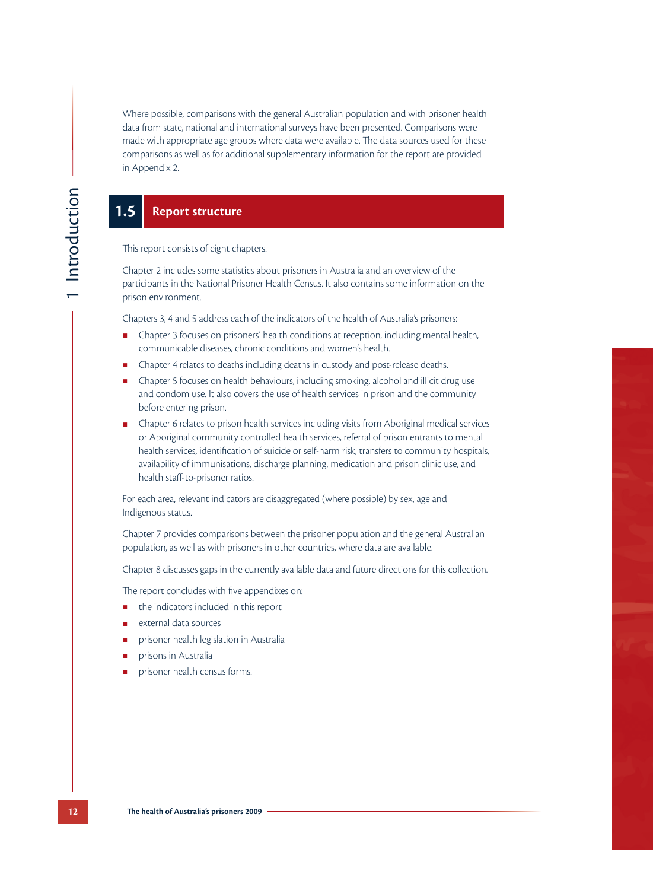Where possible, comparisons with the general Australian population and with prisoner health data from state, national and international surveys have been presented. Comparisons were made with appropriate age groups where data were available. The data sources used for these comparisons as well as for additional supplementary information for the report are provided in Appendix 2.

## 1.5 Report structure

This report consists of eight chapters.

Chapter 2 includes some statistics about prisoners in Australia and an overview of the participants in the National Prisoner Health Census. It also contains some information on the prison environment.

Chapters 3, 4 and 5 address each of the indicators of the health of Australia's prisoners:

- Chapter 3 focuses on prisoners' health conditions at reception, including mental health, communicable diseases, chronic conditions and women's health.
- Chapter 4 relates to deaths including deaths in custody and post-release deaths.
- Chapter 5 focuses on health behaviours, including smoking, alcohol and illicit drug use and condom use. It also covers the use of health services in prison and the community before entering prison.
- Chapter 6 relates to prison health services including visits from Aboriginal medical services or Aboriginal community controlled health services, referral of prison entrants to mental health services, identification of suicide or self-harm risk, transfers to community hospitals, availability of immunisations, discharge planning, medication and prison clinic use, and health staff-to-prisoner ratios.

For each area, relevant indicators are disaggregated (where possible) by sex, age and Indigenous status.

Chapter 7 provides comparisons between the prisoner population and the general Australian population, as well as with prisoners in other countries, where data are available.

Chapter 8 discusses gaps in the currently available data and future directions for this collection.

The report concludes with five appendixes on:

- the indicators included in this report
- external data sources
- prisoner health legislation in Australia
- prisons in Australia
- prisoner health census forms.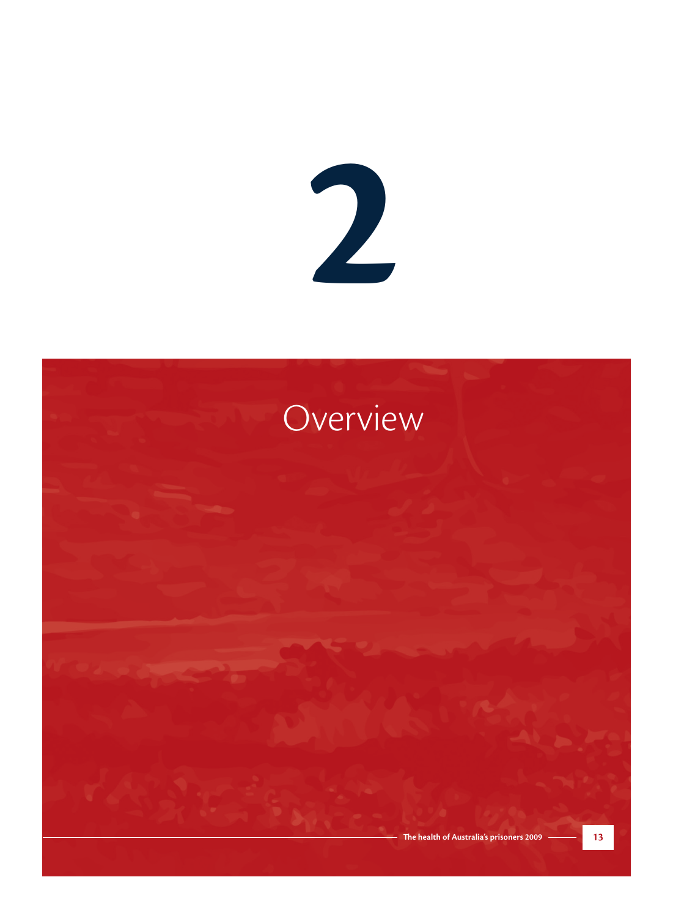# 2

# Overview